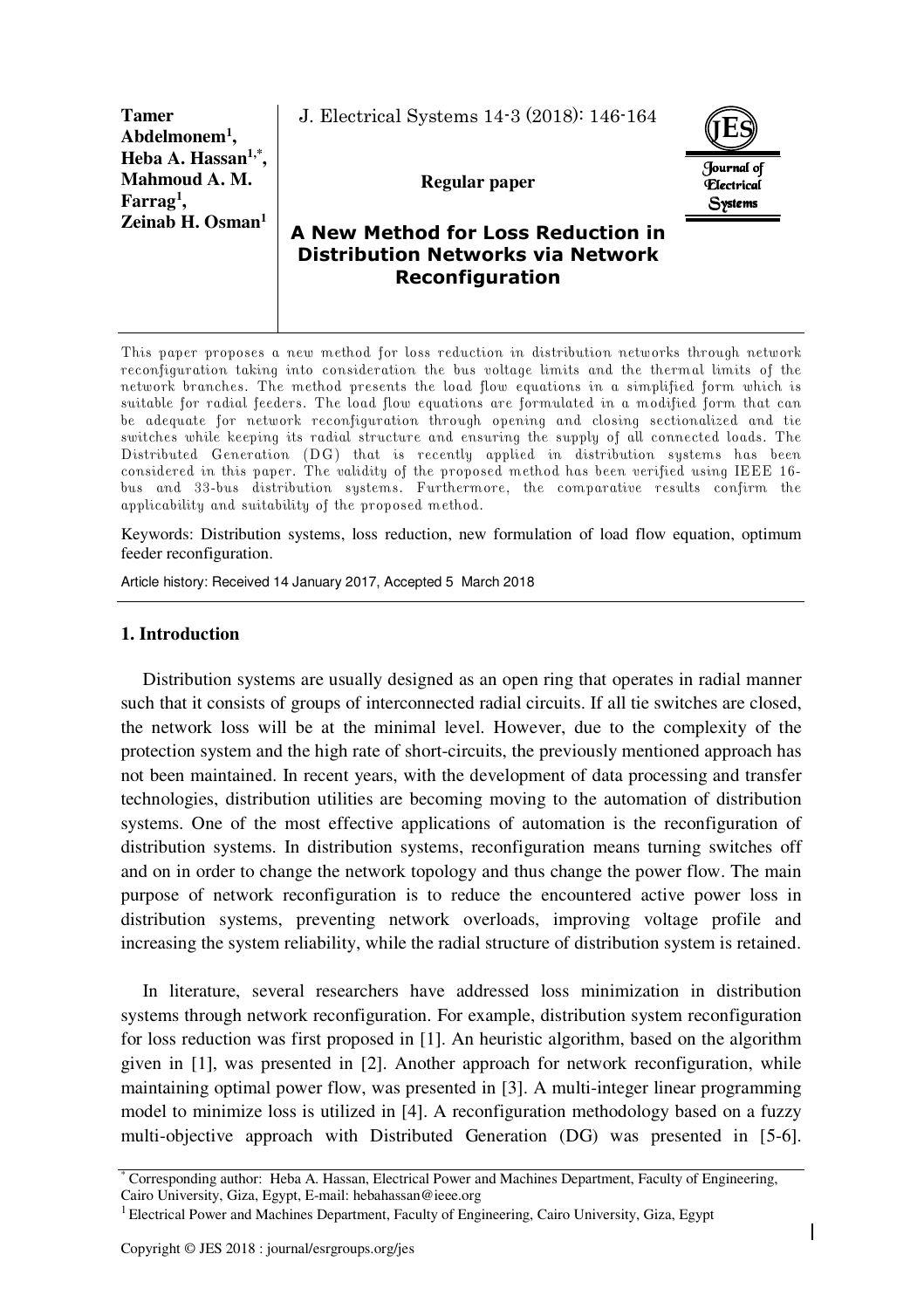Tamer Abdelmonem[1], Heba A. Hassan[1,*], Mahmoud A. M. Farrag[1], Zeinab H. Osman[1]

J. Electrical Systems 14-3 (2018): 146-164

Regular paper

# A New Method for Loss Reduction in Distribution Networks via Network Reconfiguration

This paper proposes a new method for loss reduction in distribution networks through network reconfiguration taking into consideration the bus voltage limits and the thermal limits of the network branches. The method presents the load flow equations in a simplified form which is suitable for radial feeders. The load flow equations are formulated in a modified form that can be adequate for network reconfiguration through opening and closing sectionalized and tie switches while keeping its radial structure and ensuring the supply of all connected loads. The Distributed Generation (DG) that is recently applied in distribution systems has been considered in this paper. The validity of the proposed method has been verified using IEEE 16-bus and 33-bus distribution systems. Furthermore, the comparative results confirm the applicability and suitability of the proposed method.

Keywords: Distribution systems, loss reduction, new formulation of load flow equation, optimum feeder reconfiguration.

Article history: Received 14 January 2017, Accepted 5 March 2018

## 1. Introduction

Distribution systems are usually designed as an open ring that operates in radial manner such that it consists of groups of interconnected radial circuits. If all tie switches are closed, the network loss will be at the minimal level. However, due to the complexity of the protection system and the high rate of short-circuits, the previously mentioned approach has not been maintained. In recent years, with the development of data processing and transfer technologies, distribution utilities are becoming moving to the automation of distribution systems. One of the most effective applications of automation is the reconfiguration of distribution systems. In distribution systems, reconfiguration means turning switches off and on in order to change the network topology and thus change the power flow. The main purpose of network reconfiguration is to reduce the encountered active power loss in distribution systems, preventing network overloads, improving voltage profile and increasing the system reliability, while the radial structure of distribution system is retained.

In literature, several researchers have addressed loss minimization in distribution systems through network reconfiguration. For example, distribution system reconfiguration for loss reduction was first proposed in [1]. An heuristic algorithm, based on the algorithm given in [1], was presented in [2]. Another approach for network reconfiguration, while maintaining optimal power flow, was presented in [3]. A multi-integer linear programming model to minimize loss is utilized in [4]. A reconfiguration methodology based on a fuzzy multi-objective approach with Distributed Generation (DG) was presented in [5-6].

[*] Corresponding author: Heba A. Hassan, Electrical Power and Machines Department, Faculty of Engineering, Cairo University, Giza, Egypt, E-mail: hebahassan@ieee.org

[1] Electrical Power and Machines Department, Faculty of Engineering, Cairo University, Giza, Egypt

Copyright © JES 2018 : journal/esrgroups.org/jes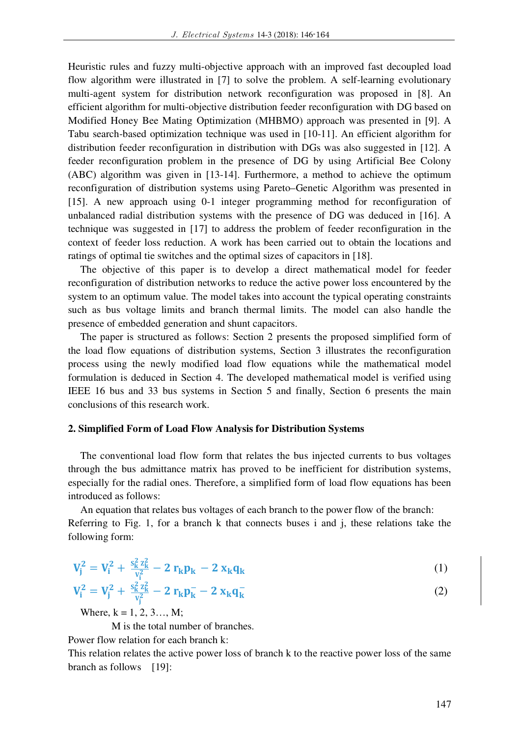Heuristic rules and fuzzy multi-objective approach with an improved fast decoupled load flow algorithm were illustrated in [7] to solve the problem. A self-learning evolutionary multi-agent system for distribution network reconfiguration was proposed in [8]. An efficient algorithm for multi-objective distribution feeder reconfiguration with DG based on Modified Honey Bee Mating Optimization (MHBMO) approach was presented in [9]. A Tabu search-based optimization technique was used in [10-11]. An efficient algorithm for distribution feeder reconfiguration in distribution with DGs was also suggested in [12]. A feeder reconfiguration problem in the presence of DG by using Artificial Bee Colony (ABC) algorithm was given in [13-14]. Furthermore, a method to achieve the optimum reconfiguration of distribution systems using Pareto–Genetic Algorithm was presented in [15]. A new approach using 0-1 integer programming method for reconfiguration of unbalanced radial distribution systems with the presence of DG was deduced in [16]. A technique was suggested in [17] to address the problem of feeder reconfiguration in the context of feeder loss reduction. A work has been carried out to obtain the locations and ratings of optimal tie switches and the optimal sizes of capacitors in [18].

The objective of this paper is to develop a direct mathematical model for feeder reconfiguration of distribution networks to reduce the active power loss encountered by the system to an optimum value. The model takes into account the typical operating constraints such as bus voltage limits and branch thermal limits. The model can also handle the presence of embedded generation and shunt capacitors.

The paper is structured as follows: Section 2 presents the proposed simplified form of the load flow equations of distribution systems, Section 3 illustrates the reconfiguration process using the newly modified load flow equations while the mathematical model formulation is deduced in Section 4. The developed mathematical model is verified using IEEE 16 bus and 33 bus systems in Section 5 and finally, Section 6 presents the main conclusions of this research work.

## 2. Simplified Form of Load Flow Analysis for Distribution Systems

The conventional load flow form that relates the bus injected currents to bus voltages through the bus admittance matrix has proved to be inefficient for distribution systems, especially for the radial ones. Therefore, a simplified form of load flow equations has been introduced as follows:

An equation that relates bus voltages of each branch to the power flow of the branch: Referring to Fig. 1, for a branch k that connects buses i and j, these relations take the following form:

$$V_j^2 = V_i^2 + \frac{s_k^2 z_k^2}{v_i^2} - 2\, r_k p_k - 2\, x_k q_k \tag{1}$$

$$V_i^2 = V_j^2 + \frac{s_k^2 z_k^2}{v_j^2} - 2\, r_k p_k^- - 2\, x_k q_k^- \tag{2}$$

Where, k = 1, 2, 3…, M;

M is the total number of branches.

Power flow relation for each branch k:

This relation relates the active power loss of branch k to the reactive power loss of the same branch as follows [19]: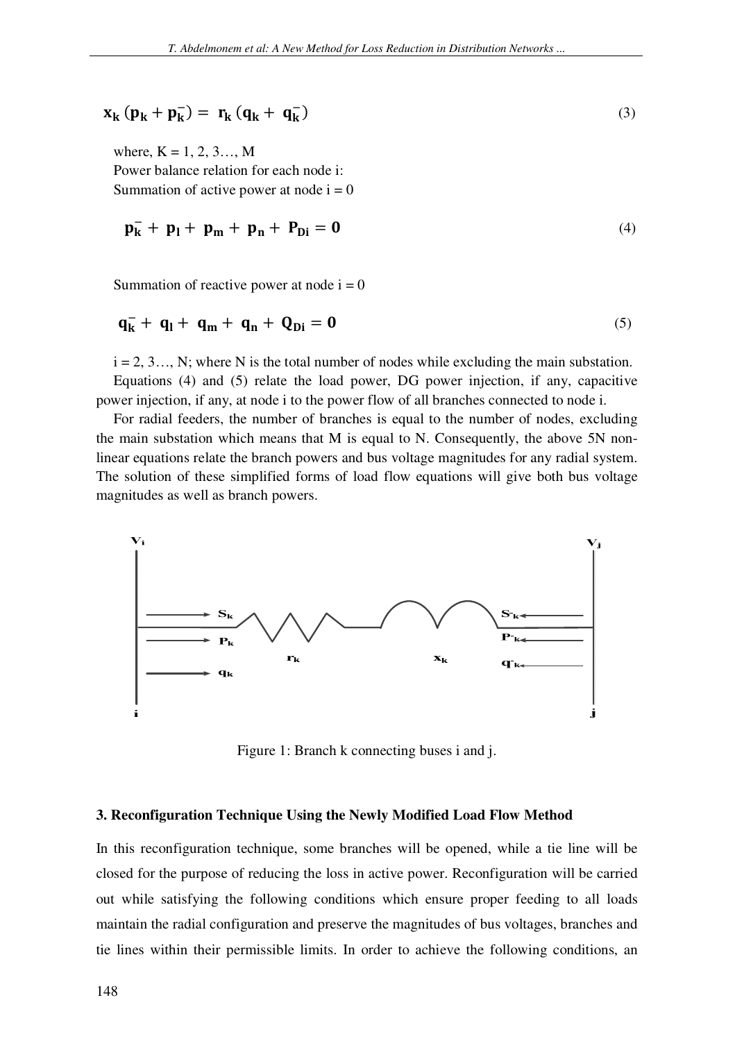$$\mathbf{x_k}\,(\mathbf{p_k} + \mathbf{p_k^-}) = \mathbf{r_k}\,(\mathbf{q_k} + \mathbf{q_k^-}) \tag{3}$$

where, K = 1, 2, 3…, M

Power balance relation for each node i:

Summation of active power at node i = 0

$$\mathbf{p_k^-} + \mathbf{p_l} + \mathbf{p_m} + \mathbf{p_n} + \mathbf{P_{Di}} = \mathbf{0} \tag{4}$$

Summation of reactive power at node i = 0

$$\mathbf{q_k^-} + \mathbf{q_l} + \mathbf{q_m} + \mathbf{q_n} + \mathbf{Q_{Di}} = \mathbf{0} \tag{5}$$

i = 2, 3…, N; where N is the total number of nodes while excluding the main substation.

Equations (4) and (5) relate the load power, DG power injection, if any, capacitive power injection, if any, at node i to the power flow of all branches connected to node i.

For radial feeders, the number of branches is equal to the number of nodes, excluding the main substation which means that M is equal to N. Consequently, the above 5N non-linear equations relate the branch powers and bus voltage magnitudes for any radial system. The solution of these simplified forms of load flow equations will give both bus voltage magnitudes as well as branch powers.

Figure 1: Branch k connecting buses i and j.

### 3. Reconfiguration Technique Using the Newly Modified Load Flow Method

In this reconfiguration technique, some branches will be opened, while a tie line will be closed for the purpose of reducing the loss in active power. Reconfiguration will be carried out while satisfying the following conditions which ensure proper feeding to all loads maintain the radial configuration and preserve the magnitudes of bus voltages, branches and tie lines within their permissible limits. In order to achieve the following conditions, an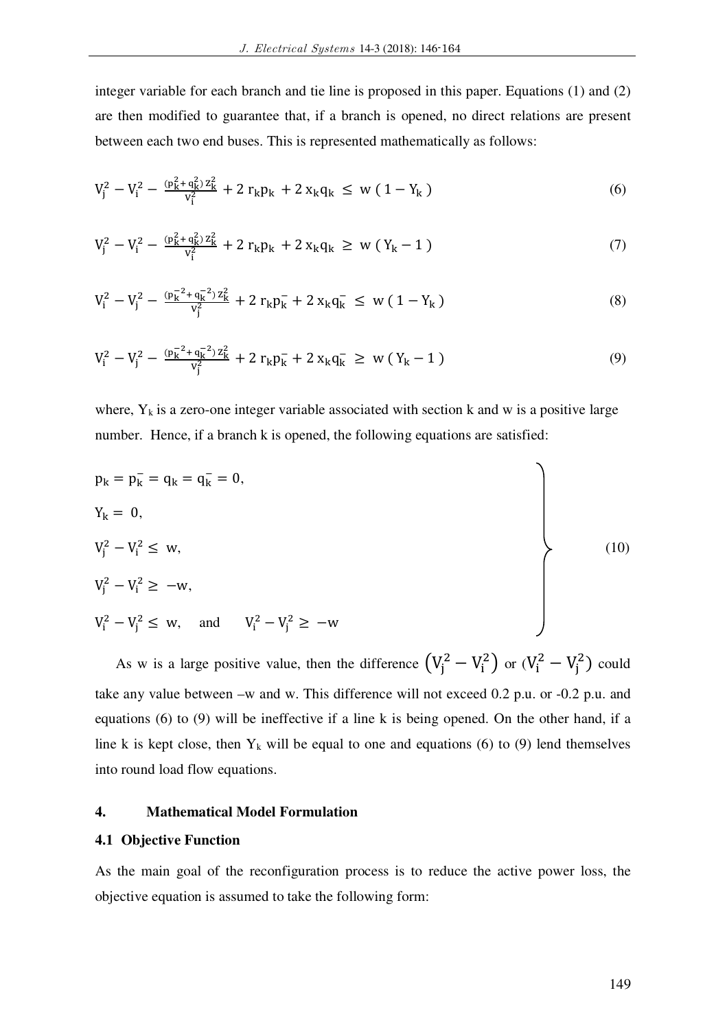integer variable for each branch and tie line is proposed in this paper. Equations (1) and (2) are then modified to guarantee that, if a branch is opened, no direct relations are present between each two end buses. This is represented mathematically as follows:

$$V_j^2 - V_i^2 - \frac{(p_k^2 + q_k^2)\, z_k^2}{V_i^2} + 2\, r_k p_k + 2\, x_k q_k \le w\,(1 - Y_k) \tag{6}$$

$$V_j^2 - V_i^2 - \frac{(p_k^2 + q_k^2)\, z_k^2}{V_i^2} + 2\, r_k p_k + 2\, x_k q_k \ge w\,(Y_k - 1) \tag{7}$$

$$V_i^2 - V_j^2 - \frac{(p_k^{-2} + q_k^{-2})\, z_k^2}{V_j^2} + 2\, r_k p_k^- + 2\, x_k q_k^- \le w\,(1 - Y_k) \tag{8}$$

$$V_i^2 - V_j^2 - \frac{(p_k^{-2} + q_k^{-2})\, z_k^2}{V_j^2} + 2\, r_k p_k^- + 2\, x_k q_k^- \ge w\,(Y_k - 1) \tag{9}$$

where, $Y_k$ is a zero-one integer variable associated with section k and w is a positive large number. Hence, if a branch k is opened, the following equations are satisfied:

$$\left.\begin{array}{l} p_k = p_k^- = q_k = q_k^- = 0, \\ Y_k = 0, \\ V_j^2 - V_i^2 \le w, \\ V_j^2 - V_i^2 \ge -w, \\ V_i^2 - V_j^2 \le w, \quad \text{and} \quad V_i^2 - V_j^2 \ge -w \end{array}\right\} \tag{10}$$

As w is a large positive value, then the difference $(V_j^2 - V_i^2)$ or $(V_i^2 - V_j^2)$ could take any value between –w and w. This difference will not exceed 0.2 p.u. or -0.2 p.u. and equations (6) to (9) will be ineffective if a line k is being opened. On the other hand, if a line k is kept close, then $Y_k$ will be equal to one and equations (6) to (9) lend themselves into round load flow equations.

## 4. Mathematical Model Formulation

### 4.1 Objective Function

As the main goal of the reconfiguration process is to reduce the active power loss, the objective equation is assumed to take the following form: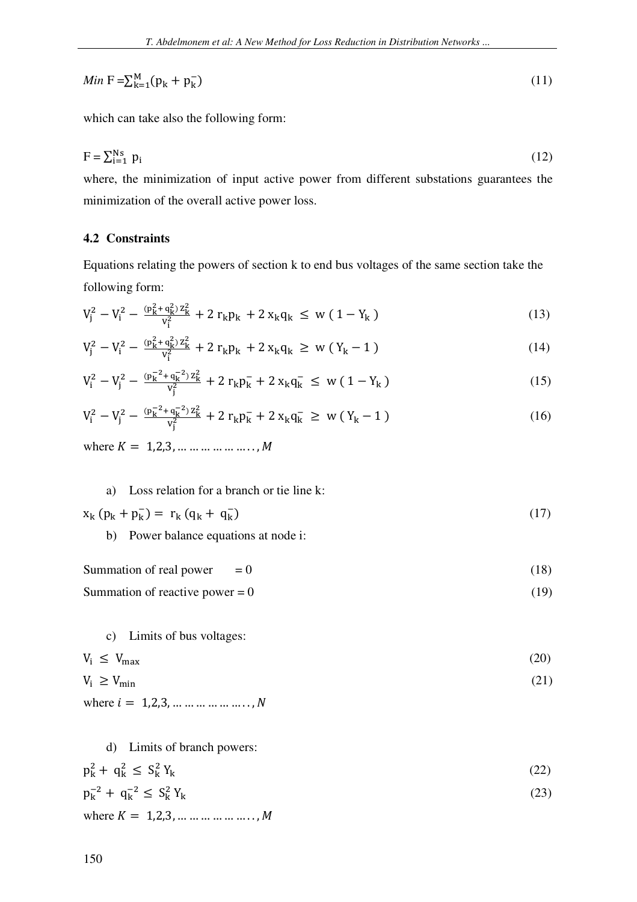$$Min\ F = \sum_{k=1}^{M} (p_k + p_k^-) \tag{11}$$

which can take also the following form:

$$F = \sum_{i=1}^{Ns} p_i \tag{12}$$

where, the minimization of input active power from different substations guarantees the minimization of the overall active power loss.

### 4.2 Constraints

Equations relating the powers of section k to end bus voltages of the same section take the following form:

$$V_j^2 - V_i^2 - \frac{(p_k^2 + q_k^2)\, z_k^2}{v_i^2} + 2\, r_k p_k + 2\, x_k q_k \le w\,(1 - Y_k) \tag{13}$$

$$V_j^2 - V_i^2 - \frac{(p_k^2 + q_k^2)\, z_k^2}{v_i^2} + 2\, r_k p_k + 2\, x_k q_k \ge w\,(Y_k - 1) \tag{14}$$

$$V_i^2 - V_j^2 - \frac{(p_k^{-2} + q_k^{-2})\, z_k^2}{v_j^2} + 2\, r_k p_k^- + 2\, x_k q_k^- \le w\,(1 - Y_k) \tag{15}$$

$$V_i^2 - V_j^2 - \frac{(p_k^{-2} + q_k^{-2})\, z_k^2}{v_j^2} + 2\, r_k p_k^- + 2\, x_k q_k^- \ge w\,(Y_k - 1) \tag{16}$$

where $K = 1,2,3, \ldots\ldots\ldots\ldots\ldots.., M$

a) Loss relation for a branch or tie line k:

$$x_k\,(p_k + p_k^-) = r_k\,(q_k + q_k^-) \tag{17}$$

b) Power balance equations at node i:

Summation of real power = 0 (18)

Summation of reactive power = 0 (19)

c) Limits of bus voltages:

$$V_i \le V_{max} \tag{20}$$

$$V_i \ge V_{min} \tag{21}$$

where $i = 1,2,3, \ldots\ldots\ldots\ldots\ldots.., N$

d) Limits of branch powers:

$$p_k^2 + q_k^2 \le S_k^2\, Y_k \tag{22}$$

$$p_k^{-2} + q_k^{-2} \le S_k^2\, Y_k \tag{23}$$

where $K = 1,2,3, \ldots\ldots\ldots\ldots\ldots.., M$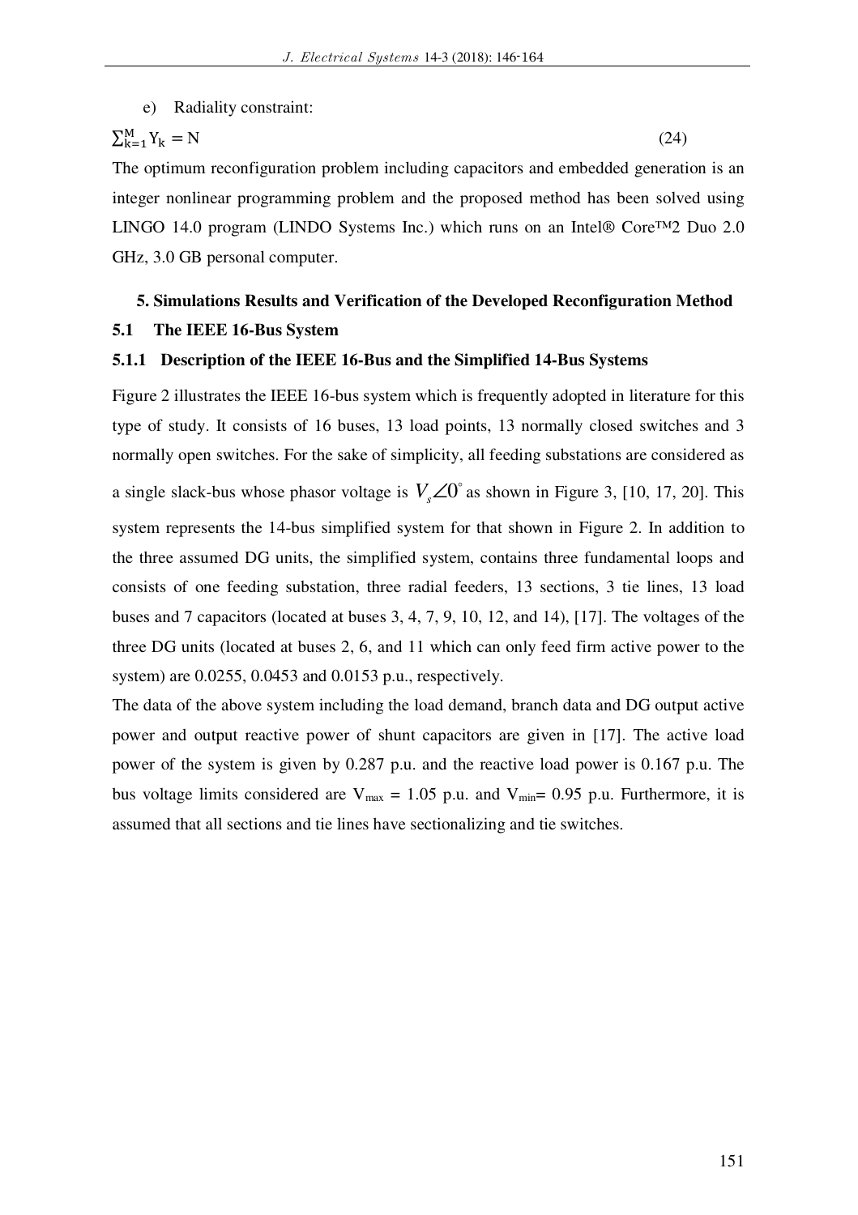e) Radiality constraint:

$$\sum_{k=1}^{M} Y_k = N \tag{24}$$

The optimum reconfiguration problem including capacitors and embedded generation is an integer nonlinear programming problem and the proposed method has been solved using LINGO 14.0 program (LINDO Systems Inc.) which runs on an Intel® Core™2 Duo 2.0 GHz, 3.0 GB personal computer.

## 5. Simulations Results and Verification of the Developed Reconfiguration Method

### 5.1 The IEEE 16-Bus System

#### 5.1.1 Description of the IEEE 16-Bus and the Simplified 14-Bus Systems

Figure 2 illustrates the IEEE 16-bus system which is frequently adopted in literature for this type of study. It consists of 16 buses, 13 load points, 13 normally closed switches and 3 normally open switches. For the sake of simplicity, all feeding substations are considered as a single slack-bus whose phasor voltage is $V_s\angle 0^{\circ}$ as shown in Figure 3, [10, 17, 20]. This system represents the 14-bus simplified system for that shown in Figure 2. In addition to the three assumed DG units, the simplified system, contains three fundamental loops and consists of one feeding substation, three radial feeders, 13 sections, 3 tie lines, 13 load buses and 7 capacitors (located at buses 3, 4, 7, 9, 10, 12, and 14), [17]. The voltages of the three DG units (located at buses 2, 6, and 11 which can only feed firm active power to the system) are 0.0255, 0.0453 and 0.0153 p.u., respectively.

The data of the above system including the load demand, branch data and DG output active power and output reactive power of shunt capacitors are given in [17]. The active load power of the system is given by 0.287 p.u. and the reactive load power is 0.167 p.u. The bus voltage limits considered are $V_{max}$ = 1.05 p.u. and $V_{min}$= 0.95 p.u. Furthermore, it is assumed that all sections and tie lines have sectionalizing and tie switches.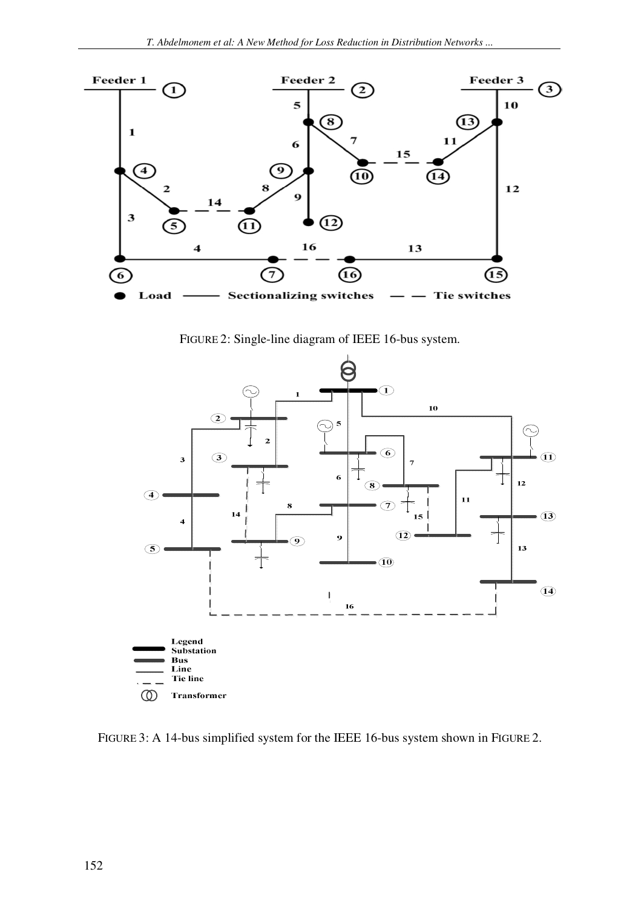FIGURE 2: Single-line diagram of IEEE 16-bus system.

FIGURE 3: A 14-bus simplified system for the IEEE 16-bus system shown in FIGURE 2.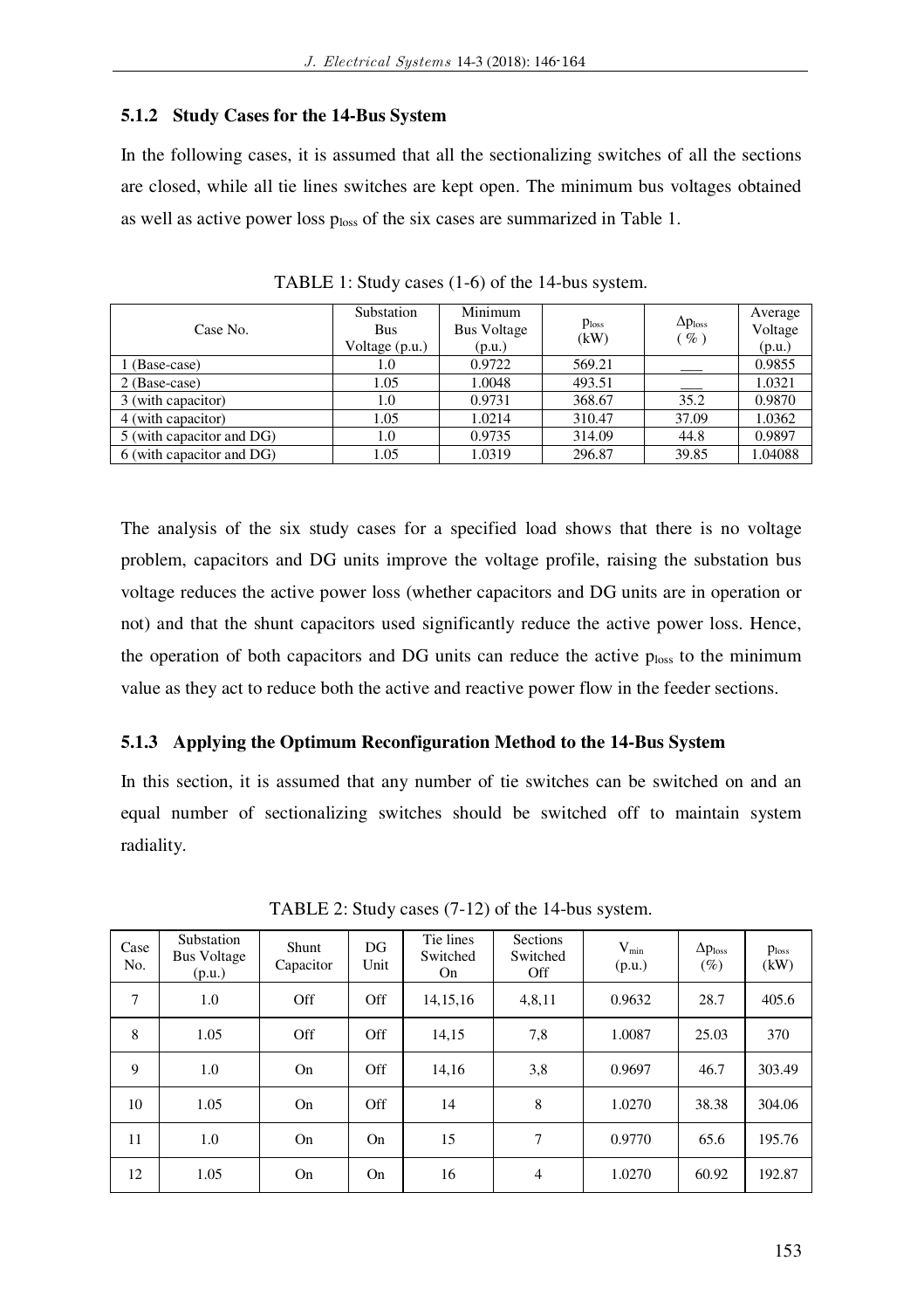### 5.1.2 Study Cases for the 14-Bus System

In the following cases, it is assumed that all the sectionalizing switches of all the sections are closed, while all tie lines switches are kept open. The minimum bus voltages obtained as well as active power loss $p_{loss}$ of the six cases are summarized in Table 1.

TABLE 1: Study cases (1-6) of the 14-bus system.

| Case No. | Substation Bus Voltage (p.u.) | Minimum Bus Voltage (p.u.) | $p_{loss}$ (kW) | $\Delta p_{loss}$ ( % ) | Average Voltage (p.u.) |
|---|---|---|---|---|---|
| 1 (Base-case) | 1.0 | 0.9722 | 569.21 | ___ | 0.9855 |
| 2 (Base-case) | 1.05 | 1.0048 | 493.51 | ___ | 1.0321 |
| 3 (with capacitor) | 1.0 | 0.9731 | 368.67 | 35.2 | 0.9870 |
| 4 (with capacitor) | 1.05 | 1.0214 | 310.47 | 37.09 | 1.0362 |
| 5 (with capacitor and DG) | 1.0 | 0.9735 | 314.09 | 44.8 | 0.9897 |
| 6 (with capacitor and DG) | 1.05 | 1.0319 | 296.87 | 39.85 | 1.04088 |

The analysis of the six study cases for a specified load shows that there is no voltage problem, capacitors and DG units improve the voltage profile, raising the substation bus voltage reduces the active power loss (whether capacitors and DG units are in operation or not) and that the shunt capacitors used significantly reduce the active power loss. Hence, the operation of both capacitors and DG units can reduce the active $p_{loss}$ to the minimum value as they act to reduce both the active and reactive power flow in the feeder sections.

### 5.1.3 Applying the Optimum Reconfiguration Method to the 14-Bus System

In this section, it is assumed that any number of tie switches can be switched on and an equal number of sectionalizing switches should be switched off to maintain system radiality.

TABLE 2: Study cases (7-12) of the 14-bus system.

| Case No. | Substation Bus Voltage (p.u.) | Shunt Capacitor | DG Unit | Tie lines Switched On | Sections Switched Off | $V_{min}$ (p.u.) | $\Delta p_{loss}$ (%) | $p_{loss}$ (kW) |
|---|---|---|---|---|---|---|---|---|
| 7 | 1.0 | Off | Off | 14,15,16 | 4,8,11 | 0.9632 | 28.7 | 405.6 |
| 8 | 1.05 | Off | Off | 14,15 | 7,8 | 1.0087 | 25.03 | 370 |
| 9 | 1.0 | On | Off | 14,16 | 3,8 | 0.9697 | 46.7 | 303.49 |
| 10 | 1.05 | On | Off | 14 | 8 | 1.0270 | 38.38 | 304.06 |
| 11 | 1.0 | On | On | 15 | 7 | 0.9770 | 65.6 | 195.76 |
| 12 | 1.05 | On | On | 16 | 4 | 1.0270 | 60.92 | 192.87 |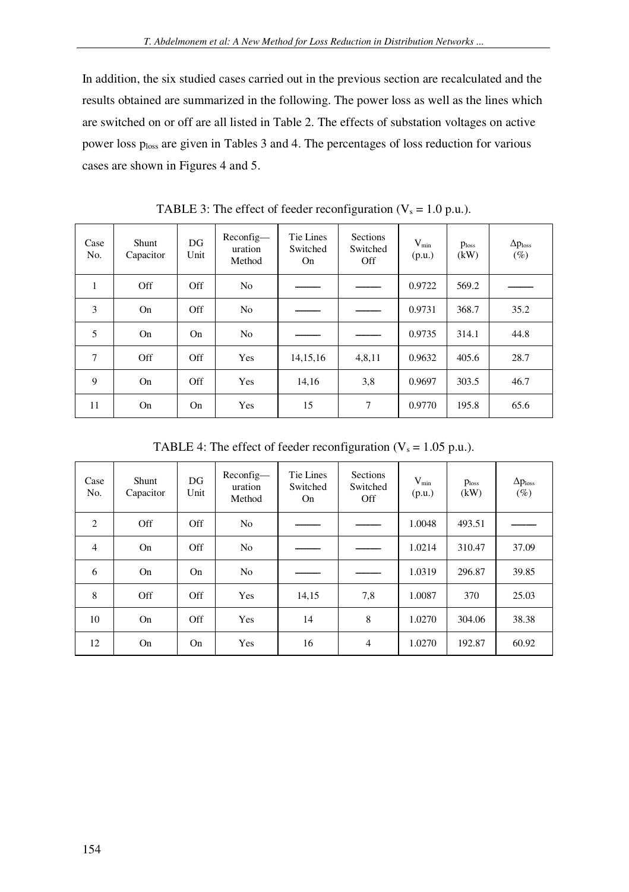In addition, the six studied cases carried out in the previous section are recalculated and the results obtained are summarized in the following. The power loss as well as the lines which are switched on or off are all listed in Table 2. The effects of substation voltages on active power loss $p_{loss}$ are given in Tables 3 and 4. The percentages of loss reduction for various cases are shown in Figures 4 and 5.

TABLE 3: The effect of feeder reconfiguration ($V_s$ = 1.0 p.u.).

| Case No. | Shunt Capacitor | DG Unit | Reconfig—uration Method | Tie Lines Switched On | Sections Switched Off | $V_{min}$ (p.u.) | $p_{loss}$ (kW) | $\Delta p_{loss}$ (%) |
|---|---|---|---|---|---|---|---|---|
| 1 | Off | Off | No | ——— | ——— | 0.9722 | 569.2 | ——— |
| 3 | On | Off | No | ——— | ——— | 0.9731 | 368.7 | 35.2 |
| 5 | On | On | No | ——— | ——— | 0.9735 | 314.1 | 44.8 |
| 7 | Off | Off | Yes | 14,15,16 | 4,8,11 | 0.9632 | 405.6 | 28.7 |
| 9 | On | Off | Yes | 14,16 | 3,8 | 0.9697 | 303.5 | 46.7 |
| 11 | On | On | Yes | 15 | 7 | 0.9770 | 195.8 | 65.6 |

TABLE 4: The effect of feeder reconfiguration ($V_s$ = 1.05 p.u.).

| Case No. | Shunt Capacitor | DG Unit | Reconfig—uration Method | Tie Lines Switched On | Sections Switched Off | $V_{min}$ (p.u.) | $p_{loss}$ (kW) | $\Delta p_{loss}$ (%) |
|---|---|---|---|---|---|---|---|---|
| 2 | Off | Off | No | ——— | ——— | 1.0048 | 493.51 | ——— |
| 4 | On | Off | No | ——— | ——— | 1.0214 | 310.47 | 37.09 |
| 6 | On | On | No | ——— | ——— | 1.0319 | 296.87 | 39.85 |
| 8 | Off | Off | Yes | 14,15 | 7,8 | 1.0087 | 370 | 25.03 |
| 10 | On | Off | Yes | 14 | 8 | 1.0270 | 304.06 | 38.38 |
| 12 | On | On | Yes | 16 | 4 | 1.0270 | 192.87 | 60.92 |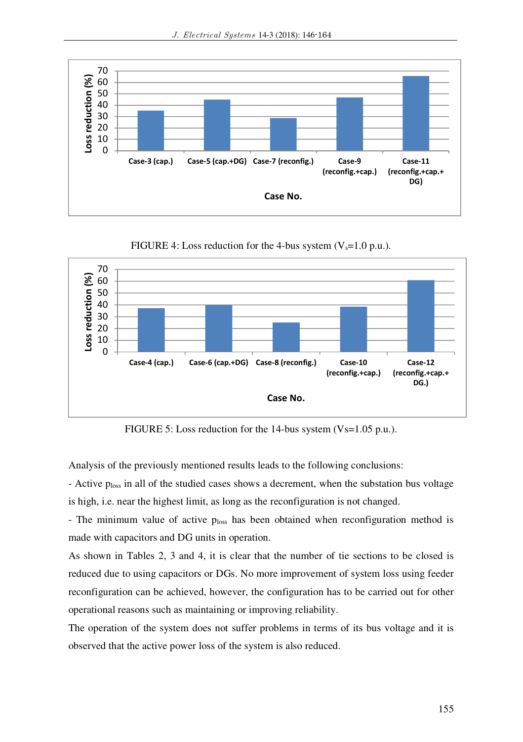FIGURE 4: Loss reduction for the 4-bus system ($V_s$=1.0 p.u.).

FIGURE 5: Loss reduction for the 14-bus system (Vs=1.05 p.u.).

Analysis of the previously mentioned results leads to the following conclusions:

- Active $p_{loss}$ in all of the studied cases shows a decrement, when the substation bus voltage is high, i.e. near the highest limit, as long as the reconfiguration is not changed.
- The minimum value of active $p_{loss}$ has been obtained when reconfiguration method is made with capacitors and DG units in operation.

As shown in Tables 2, 3 and 4, it is clear that the number of tie sections to be closed is reduced due to using capacitors or DGs. No more improvement of system loss using feeder reconfiguration can be achieved, however, the configuration has to be carried out for other operational reasons such as maintaining or improving reliability.

The operation of the system does not suffer problems in terms of its bus voltage and it is observed that the active power loss of the system is also reduced.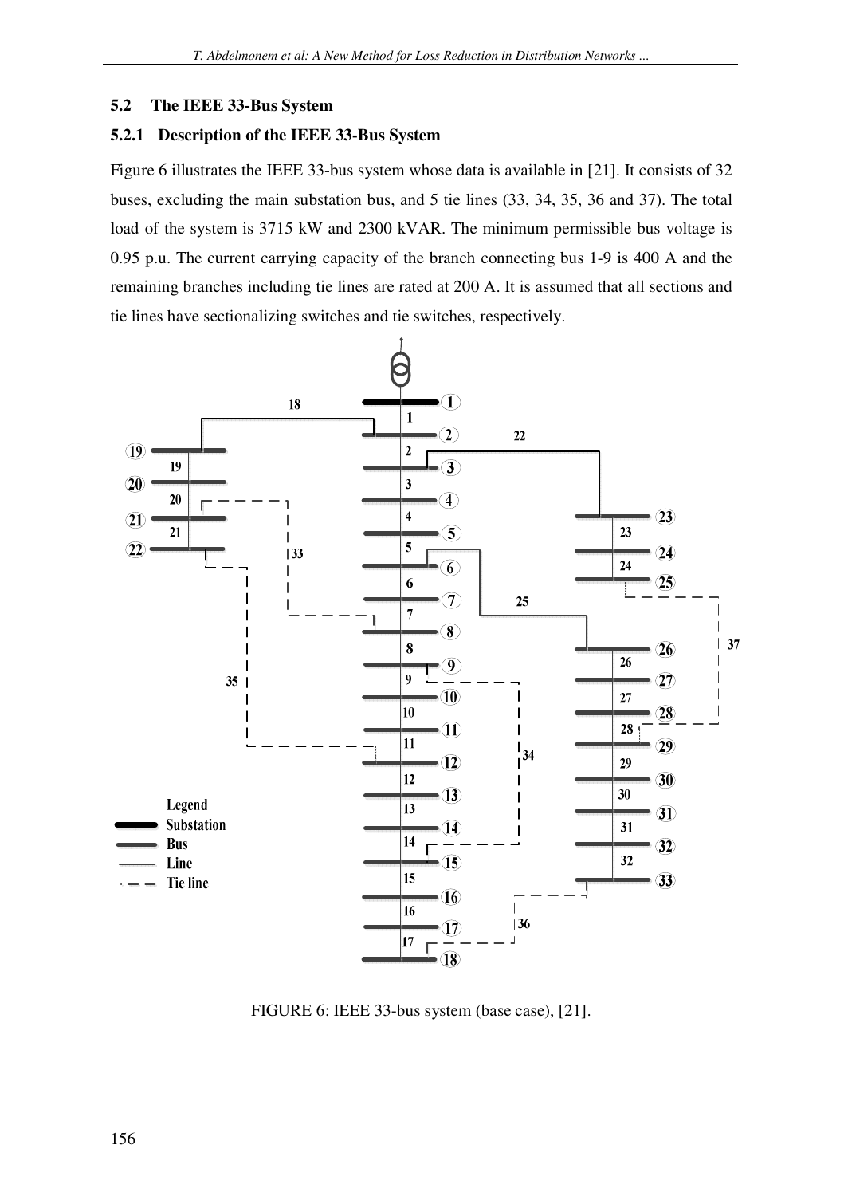### 5.2 The IEEE 33-Bus System

### 5.2.1 Description of the IEEE 33-Bus System

Figure 6 illustrates the IEEE 33-bus system whose data is available in [21]. It consists of 32 buses, excluding the main substation bus, and 5 tie lines (33, 34, 35, 36 and 37). The total load of the system is 3715 kW and 2300 kVAR. The minimum permissible bus voltage is 0.95 p.u. The current carrying capacity of the branch connecting bus 1-9 is 400 A and the remaining branches including tie lines are rated at 200 A. It is assumed that all sections and tie lines have sectionalizing switches and tie switches, respectively.

FIGURE 6: IEEE 33-bus system (base case), [21].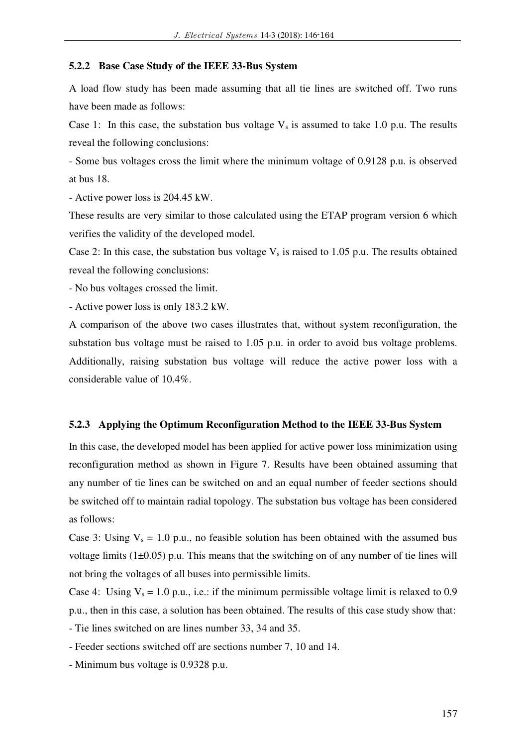### 5.2.2 Base Case Study of the IEEE 33-Bus System

A load flow study has been made assuming that all tie lines are switched off. Two runs have been made as follows:

Case 1: In this case, the substation bus voltage $V_s$ is assumed to take 1.0 p.u. The results reveal the following conclusions:

- Some bus voltages cross the limit where the minimum voltage of 0.9128 p.u. is observed at bus 18.
- Active power loss is 204.45 kW.

These results are very similar to those calculated using the ETAP program version 6 which verifies the validity of the developed model.

Case 2: In this case, the substation bus voltage $V_s$ is raised to 1.05 p.u. The results obtained reveal the following conclusions:

- No bus voltages crossed the limit.
- Active power loss is only 183.2 kW.

A comparison of the above two cases illustrates that, without system reconfiguration, the substation bus voltage must be raised to 1.05 p.u. in order to avoid bus voltage problems. Additionally, raising substation bus voltage will reduce the active power loss with a considerable value of 10.4%.

### 5.2.3 Applying the Optimum Reconfiguration Method to the IEEE 33-Bus System

In this case, the developed model has been applied for active power loss minimization using reconfiguration method as shown in Figure 7. Results have been obtained assuming that any number of tie lines can be switched on and an equal number of feeder sections should be switched off to maintain radial topology. The substation bus voltage has been considered as follows:

Case 3: Using $V_s$ = 1.0 p.u., no feasible solution has been obtained with the assumed bus voltage limits (1±0.05) p.u. This means that the switching on of any number of tie lines will not bring the voltages of all buses into permissible limits.

Case 4: Using $V_s$ = 1.0 p.u., i.e.: if the minimum permissible voltage limit is relaxed to 0.9 p.u., then in this case, a solution has been obtained. The results of this case study show that:

- Tie lines switched on are lines number 33, 34 and 35.
- Feeder sections switched off are sections number 7, 10 and 14.
- Minimum bus voltage is 0.9328 p.u.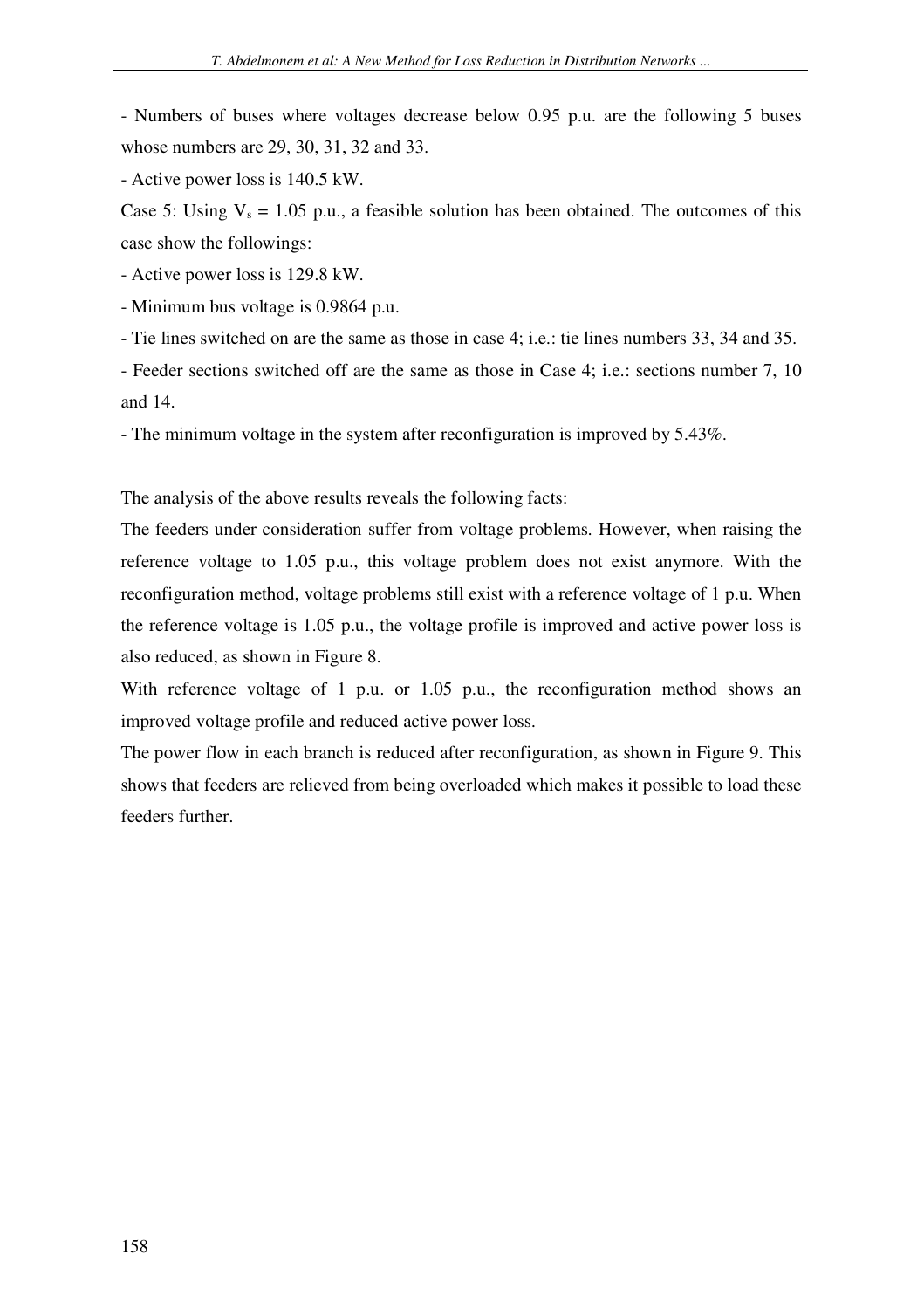- Numbers of buses where voltages decrease below 0.95 p.u. are the following 5 buses whose numbers are 29, 30, 31, 32 and 33.

- Active power loss is 140.5 kW.

Case 5: Using $V_s$ = 1.05 p.u., a feasible solution has been obtained. The outcomes of this case show the followings:

- Active power loss is 129.8 kW.

- Minimum bus voltage is 0.9864 p.u.

- Tie lines switched on are the same as those in case 4; i.e.: tie lines numbers 33, 34 and 35.

- Feeder sections switched off are the same as those in Case 4; i.e.: sections number 7, 10 and 14.

- The minimum voltage in the system after reconfiguration is improved by 5.43%.

The analysis of the above results reveals the following facts:

The feeders under consideration suffer from voltage problems. However, when raising the reference voltage to 1.05 p.u., this voltage problem does not exist anymore. With the reconfiguration method, voltage problems still exist with a reference voltage of 1 p.u. When the reference voltage is 1.05 p.u., the voltage profile is improved and active power loss is also reduced, as shown in Figure 8.

With reference voltage of 1 p.u. or 1.05 p.u., the reconfiguration method shows an improved voltage profile and reduced active power loss.

The power flow in each branch is reduced after reconfiguration, as shown in Figure 9. This shows that feeders are relieved from being overloaded which makes it possible to load these feeders further.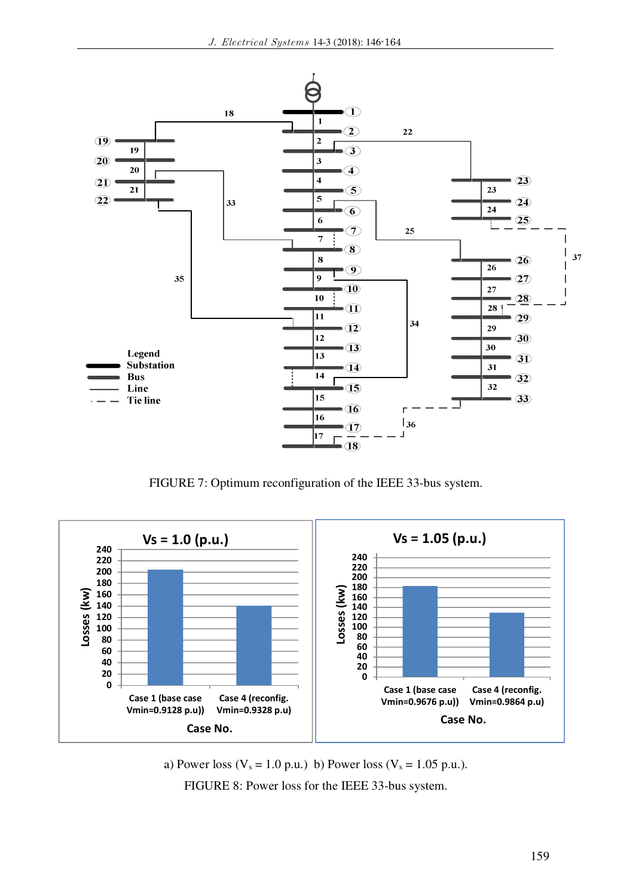FIGURE 7: Optimum reconfiguration of the IEEE 33-bus system.

a) Power loss ($V_s$ = 1.0 p.u.) b) Power loss ($V_s$ = 1.05 p.u.).

FIGURE 8: Power loss for the IEEE 33-bus system.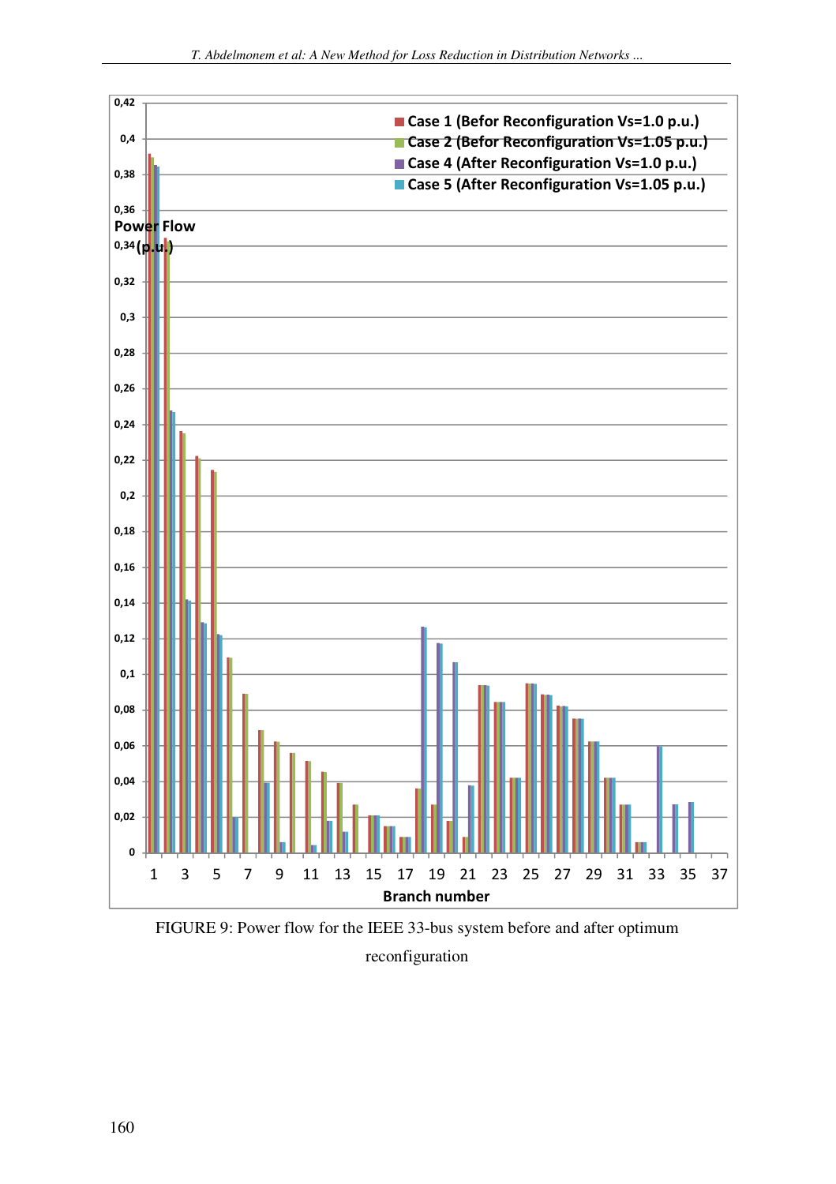FIGURE 9: Power flow for the IEEE 33-bus system before and after optimum reconfiguration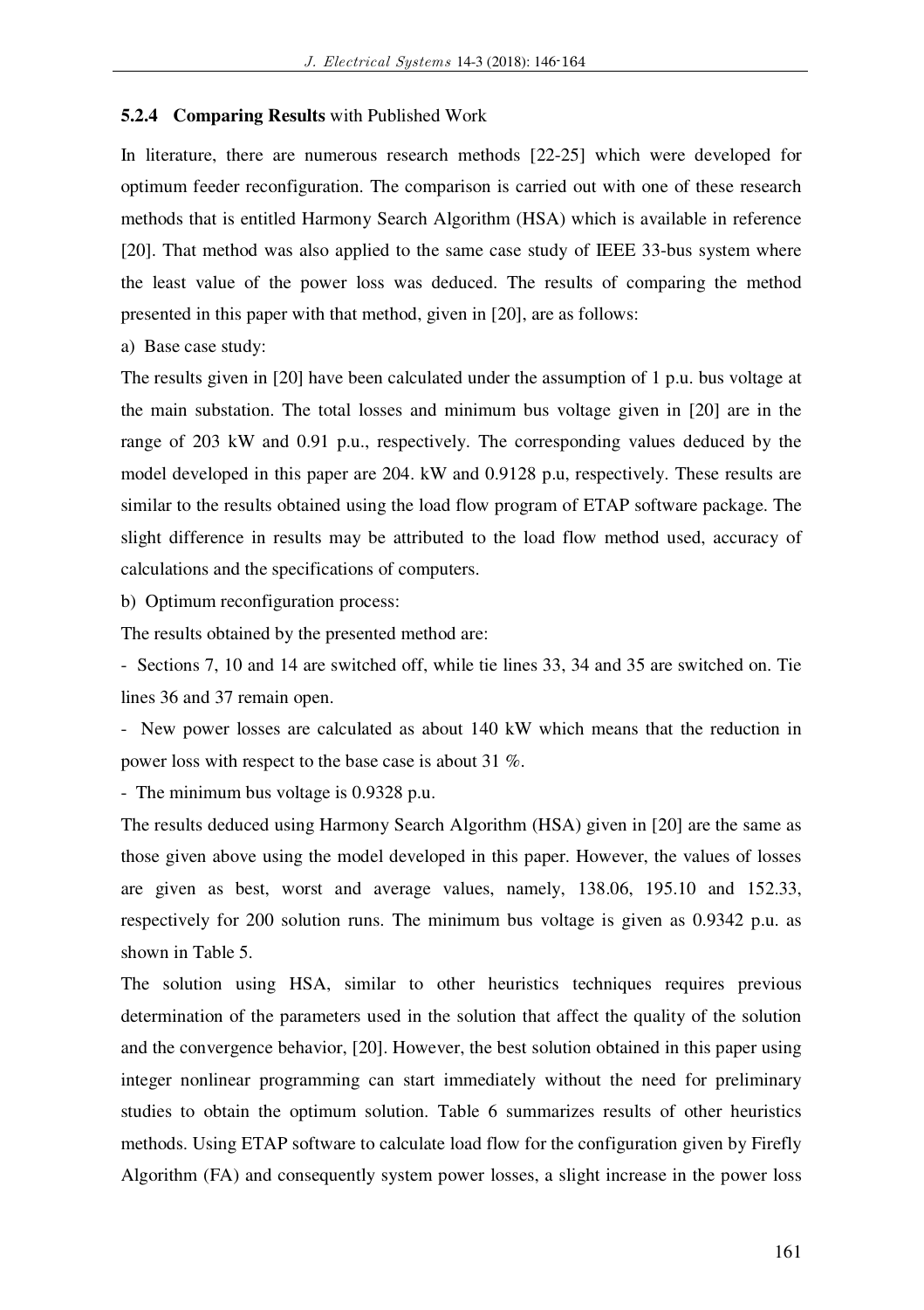### 5.2.4 Comparing Results with Published Work

In literature, there are numerous research methods [22-25] which were developed for optimum feeder reconfiguration. The comparison is carried out with one of these research methods that is entitled Harmony Search Algorithm (HSA) which is available in reference [20]. That method was also applied to the same case study of IEEE 33-bus system where the least value of the power loss was deduced. The results of comparing the method presented in this paper with that method, given in [20], are as follows:

a) Base case study:

The results given in [20] have been calculated under the assumption of 1 p.u. bus voltage at the main substation. The total losses and minimum bus voltage given in [20] are in the range of 203 kW and 0.91 p.u., respectively. The corresponding values deduced by the model developed in this paper are 204. kW and 0.9128 p.u, respectively. These results are similar to the results obtained using the load flow program of ETAP software package. The slight difference in results may be attributed to the load flow method used, accuracy of calculations and the specifications of computers.

b) Optimum reconfiguration process:

The results obtained by the presented method are:

- Sections 7, 10 and 14 are switched off, while tie lines 33, 34 and 35 are switched on. Tie lines 36 and 37 remain open.
- New power losses are calculated as about 140 kW which means that the reduction in power loss with respect to the base case is about 31 %.
- The minimum bus voltage is 0.9328 p.u.

The results deduced using Harmony Search Algorithm (HSA) given in [20] are the same as those given above using the model developed in this paper. However, the values of losses are given as best, worst and average values, namely, 138.06, 195.10 and 152.33, respectively for 200 solution runs. The minimum bus voltage is given as 0.9342 p.u. as shown in Table 5.

The solution using HSA, similar to other heuristics techniques requires previous determination of the parameters used in the solution that affect the quality of the solution and the convergence behavior, [20]. However, the best solution obtained in this paper using integer nonlinear programming can start immediately without the need for preliminary studies to obtain the optimum solution. Table 6 summarizes results of other heuristics methods. Using ETAP software to calculate load flow for the configuration given by Firefly Algorithm (FA) and consequently system power losses, a slight increase in the power loss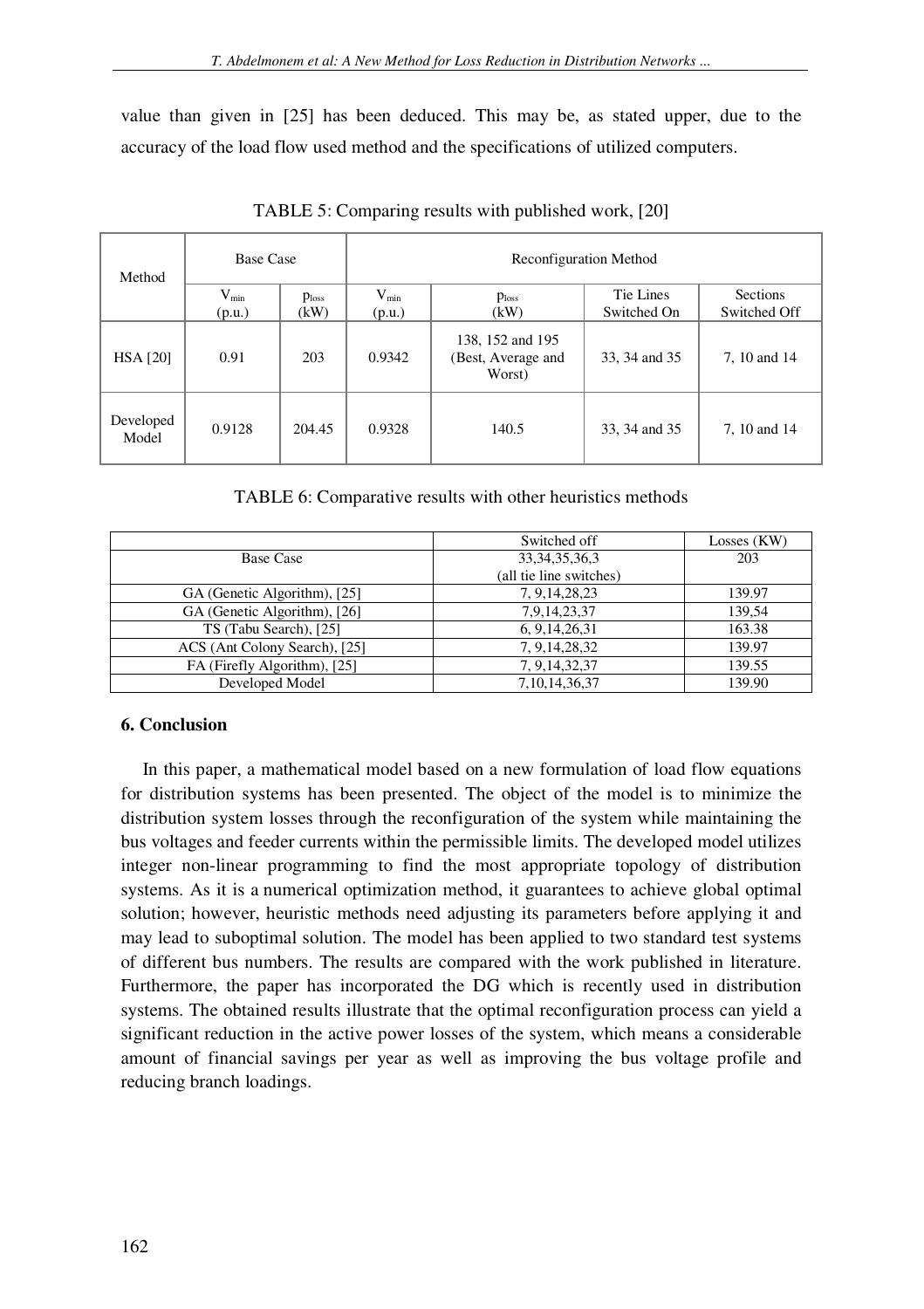value than given in [25] has been deduced. This may be, as stated upper, due to the accuracy of the load flow used method and the specifications of utilized computers.

TABLE 5: Comparing results with published work, [20]

| Method | Base Case | | Reconfiguration Method | | | |
|---|---|---|---|---|---|---|
| | $V_{min}$ (p.u.) | $p_{loss}$ (kW) | $V_{min}$ (p.u.) | $p_{loss}$ (kW) | Tie Lines Switched On | Sections Switched Off |
| HSA [20] | 0.91 | 203 | 0.9342 | 138, 152 and 195 (Best, Average and Worst) | 33, 34 and 35 | 7, 10 and 14 |
| Developed Model | 0.9128 | 204.45 | 0.9328 | 140.5 | 33, 34 and 35 | 7, 10 and 14 |

TABLE 6: Comparative results with other heuristics methods

| | Switched off | Losses (KW) |
|---|---|---|
| Base Case | 33,34,35,36,3 (all tie line switches) | 203 |
| GA (Genetic Algorithm), [25] | 7, 9,14,28,23 | 139.97 |
| GA (Genetic Algorithm), [26] | 7,9,14,23,37 | 139,54 |
| TS (Tabu Search), [25] | 6, 9,14,26,31 | 163.38 |
| ACS (Ant Colony Search), [25] | 7, 9,14,28,32 | 139.97 |
| FA (Firefly Algorithm), [25] | 7, 9,14,32,37 | 139.55 |
| Developed Model | 7,10,14,36,37 | 139.90 |

### 6. Conclusion

In this paper, a mathematical model based on a new formulation of load flow equations for distribution systems has been presented. The object of the model is to minimize the distribution system losses through the reconfiguration of the system while maintaining the bus voltages and feeder currents within the permissible limits. The developed model utilizes integer non-linear programming to find the most appropriate topology of distribution systems. As it is a numerical optimization method, it guarantees to achieve global optimal solution; however, heuristic methods need adjusting its parameters before applying it and may lead to suboptimal solution. The model has been applied to two standard test systems of different bus numbers. The results are compared with the work published in literature. Furthermore, the paper has incorporated the DG which is recently used in distribution systems. The obtained results illustrate that the optimal reconfiguration process can yield a significant reduction in the active power losses of the system, which means a considerable amount of financial savings per year as well as improving the bus voltage profile and reducing branch loadings.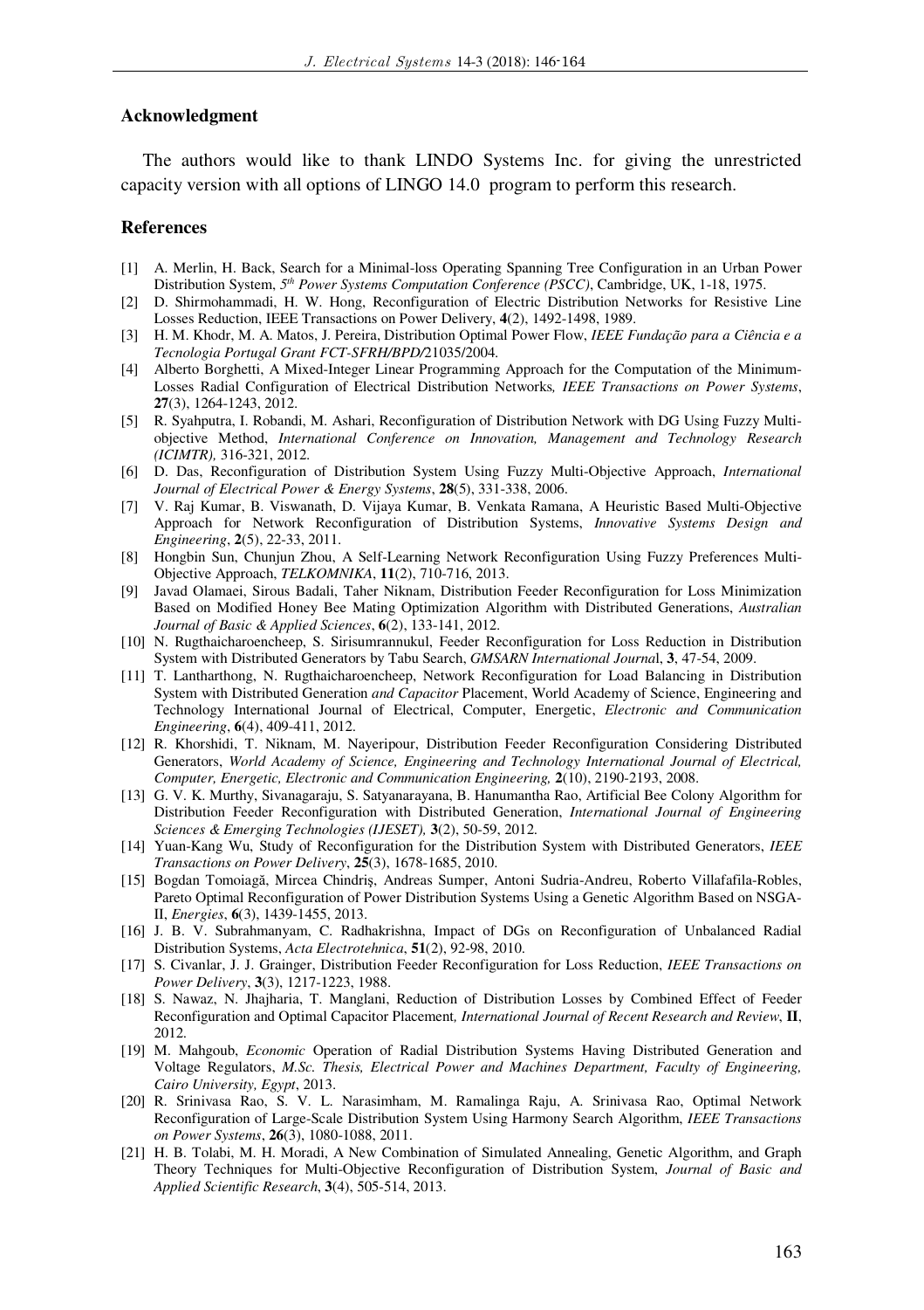### Acknowledgment

The authors would like to thank LINDO Systems Inc. for giving the unrestricted capacity version with all options of LINGO 14.0 program to perform this research.

### References

[1] A. Merlin, H. Back, Search for a Minimal-loss Operating Spanning Tree Configuration in an Urban Power Distribution System, *5th Power Systems Computation Conference (PSCC)*, Cambridge, UK, 1-18, 1975.

[2] D. Shirmohammadi, H. W. Hong, Reconfiguration of Electric Distribution Networks for Resistive Line Losses Reduction, IEEE Transactions on Power Delivery, **4**(2), 1492-1498, 1989.

[3] H. M. Khodr, M. A. Matos, J. Pereira, Distribution Optimal Power Flow, *IEEE Fundação para a Ciência e a Tecnologia Portugal Grant FCT-SFRH/BPD/*21035/2004.

[4] Alberto Borghetti, A Mixed-Integer Linear Programming Approach for the Computation of the Minimum-Losses Radial Configuration of Electrical Distribution Networks*, IEEE Transactions on Power Systems*, **27**(3), 1264-1243, 2012.

[5] R. Syahputra, I. Robandi, M. Ashari, Reconfiguration of Distribution Network with DG Using Fuzzy Multi-objective Method, *International Conference on Innovation, Management and Technology Research (ICIMTR),* 316-321, 2012.

[6] D. Das, Reconfiguration of Distribution System Using Fuzzy Multi-Objective Approach, *International Journal of Electrical Power & Energy Systems*, **28**(5), 331-338, 2006.

[7] V. Raj Kumar, B. Viswanath, D. Vijaya Kumar, B. Venkata Ramana, A Heuristic Based Multi-Objective Approach for Network Reconfiguration of Distribution Systems, *Innovative Systems Design and Engineering*, **2**(5), 22-33, 2011.

[8] Hongbin Sun, Chunjun Zhou, A Self-Learning Network Reconfiguration Using Fuzzy Preferences Multi-Objective Approach, *TELKOMNIKA*, **11**(2), 710-716, 2013.

[9] Javad Olamaei, Sirous Badali, Taher Niknam, Distribution Feeder Reconfiguration for Loss Minimization Based on Modified Honey Bee Mating Optimization Algorithm with Distributed Generations, *Australian Journal of Basic & Applied Sciences*, **6**(2), 133-141, 2012.

[10] N. Rugthaicharoencheep, S. Sirisumrannukul, Feeder Reconfiguration for Loss Reduction in Distribution System with Distributed Generators by Tabu Search, *GMSARN International Journa*l, **3**, 47-54, 2009.

[11] T. Lantharthong, N. Rugthaicharoencheep, Network Reconfiguration for Load Balancing in Distribution System with Distributed Generation *and Capacitor* Placement, World Academy of Science, Engineering and Technology International Journal of Electrical, Computer, Energetic, *Electronic and Communication Engineering*, **6**(4), 409-411, 2012.

[12] R. Khorshidi, T. Niknam, M. Nayeripour, Distribution Feeder Reconfiguration Considering Distributed Generators, *World Academy of Science, Engineering and Technology International Journal of Electrical, Computer, Energetic, Electronic and Communication Engineering,* **2**(10), 2190-2193, 2008.

[13] G. V. K. Murthy, Sivanagaraju, S. Satyanarayana, B. Hanumantha Rao, Artificial Bee Colony Algorithm for Distribution Feeder Reconfiguration with Distributed Generation, *International Journal of Engineering Sciences & Emerging Technologies (IJESET),* **3**(2), 50-59, 2012.

[14] Yuan-Kang Wu, Study of Reconfiguration for the Distribution System with Distributed Generators, *IEEE Transactions on Power Delivery*, **25**(3), 1678-1685, 2010.

[15] Bogdan Tomoiagă, Mircea Chindriş, Andreas Sumper, Antoni Sudria-Andreu, Roberto Villafafila-Robles, Pareto Optimal Reconfiguration of Power Distribution Systems Using a Genetic Algorithm Based on NSGA-II, *Energies*, **6**(3), 1439-1455, 2013.

[16] J. B. V. Subrahmanyam, C. Radhakrishna, Impact of DGs on Reconfiguration of Unbalanced Radial Distribution Systems, *Acta Electrotehnica*, **51**(2), 92-98, 2010.

[17] S. Civanlar, J. J. Grainger, Distribution Feeder Reconfiguration for Loss Reduction, *IEEE Transactions on Power Delivery*, **3**(3), 1217-1223, 1988.

[18] S. Nawaz, N. Jhajharia, T. Manglani, Reduction of Distribution Losses by Combined Effect of Feeder Reconfiguration and Optimal Capacitor Placement*, International Journal of Recent Research and Review*, **II**, 2012.

[19] M. Mahgoub, *Economic* Operation of Radial Distribution Systems Having Distributed Generation and Voltage Regulators, *M.Sc. Thesis, Electrical Power and Machines Department, Faculty of Engineering, Cairo University, Egypt*, 2013.

[20] R. Srinivasa Rao, S. V. L. Narasimham, M. Ramalinga Raju, A. Srinivasa Rao, Optimal Network Reconfiguration of Large-Scale Distribution System Using Harmony Search Algorithm, *IEEE Transactions on Power Systems*, **26**(3), 1080-1088, 2011.

[21] H. B. Tolabi, M. H. Moradi, A New Combination of Simulated Annealing, Genetic Algorithm, and Graph Theory Techniques for Multi-Objective Reconfiguration of Distribution System, *Journal of Basic and Applied Scientific Research*, **3**(4), 505-514, 2013.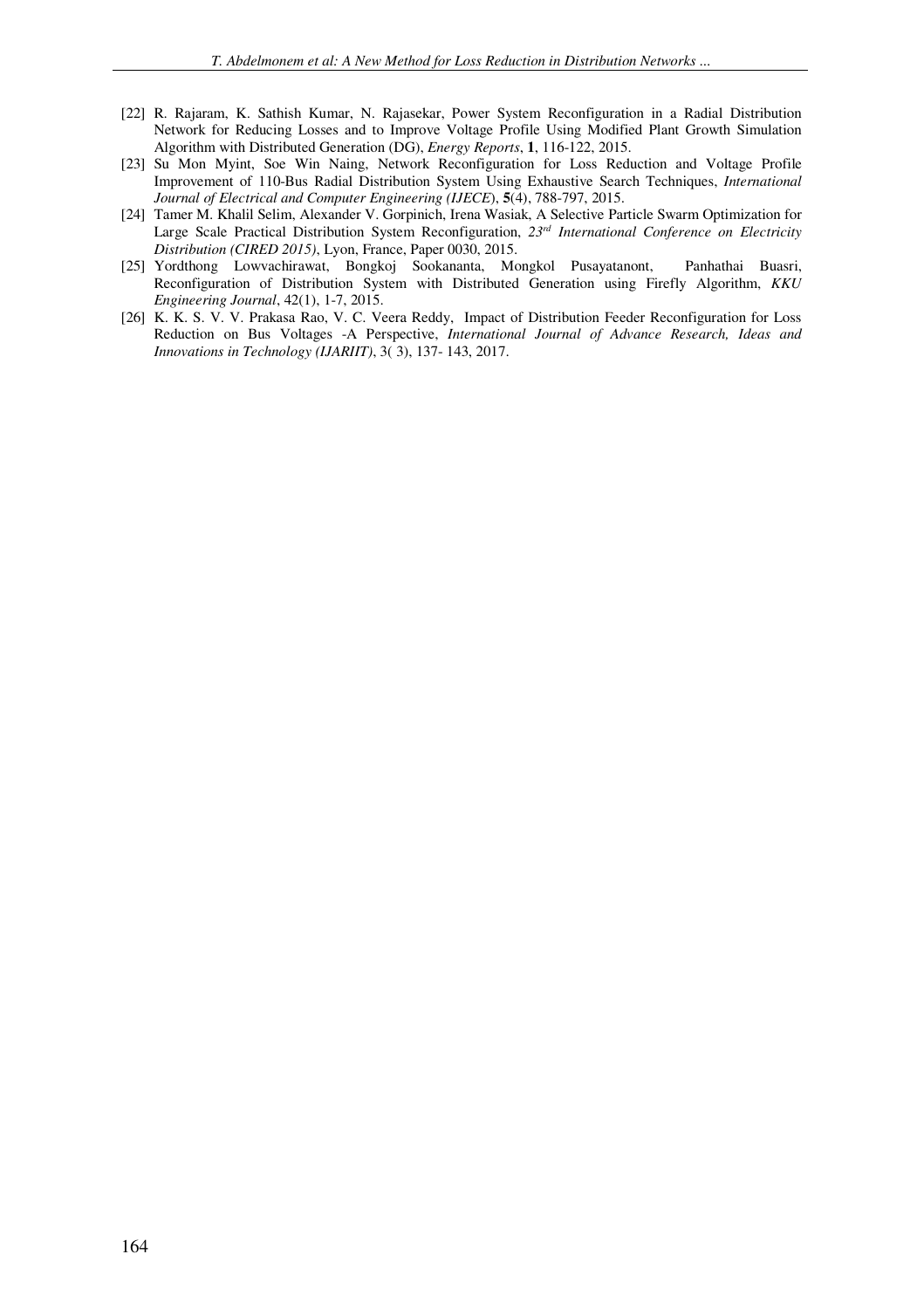[22] R. Rajaram, K. Sathish Kumar, N. Rajasekar, Power System Reconfiguration in a Radial Distribution Network for Reducing Losses and to Improve Voltage Profile Using Modified Plant Growth Simulation Algorithm with Distributed Generation (DG), *Energy Reports*, **1**, 116-122, 2015.

[23] Su Mon Myint, Soe Win Naing, Network Reconfiguration for Loss Reduction and Voltage Profile Improvement of 110-Bus Radial Distribution System Using Exhaustive Search Techniques, *International Journal of Electrical and Computer Engineering (IJECE)*, **5**(4), 788-797, 2015.

[24] Tamer M. Khalil Selim, Alexander V. Gorpinich, Irena Wasiak, A Selective Particle Swarm Optimization for Large Scale Practical Distribution System Reconfiguration, *23rd International Conference on Electricity Distribution (CIRED 2015)*, Lyon, France, Paper 0030, 2015.

[25] Yordthong Lowvachirawat, Bongkoj Sookananta, Mongkol Pusayatanont, Panhathai Buasri, Reconfiguration of Distribution System with Distributed Generation using Firefly Algorithm, *KKU Engineering Journal*, 42(1), 1-7, 2015.

[26] K. K. S. V. V. Prakasa Rao, V. C. Veera Reddy, Impact of Distribution Feeder Reconfiguration for Loss Reduction on Bus Voltages -A Perspective, *International Journal of Advance Research, Ideas and Innovations in Technology (IJARIIT)*, 3( 3), 137- 143, 2017.